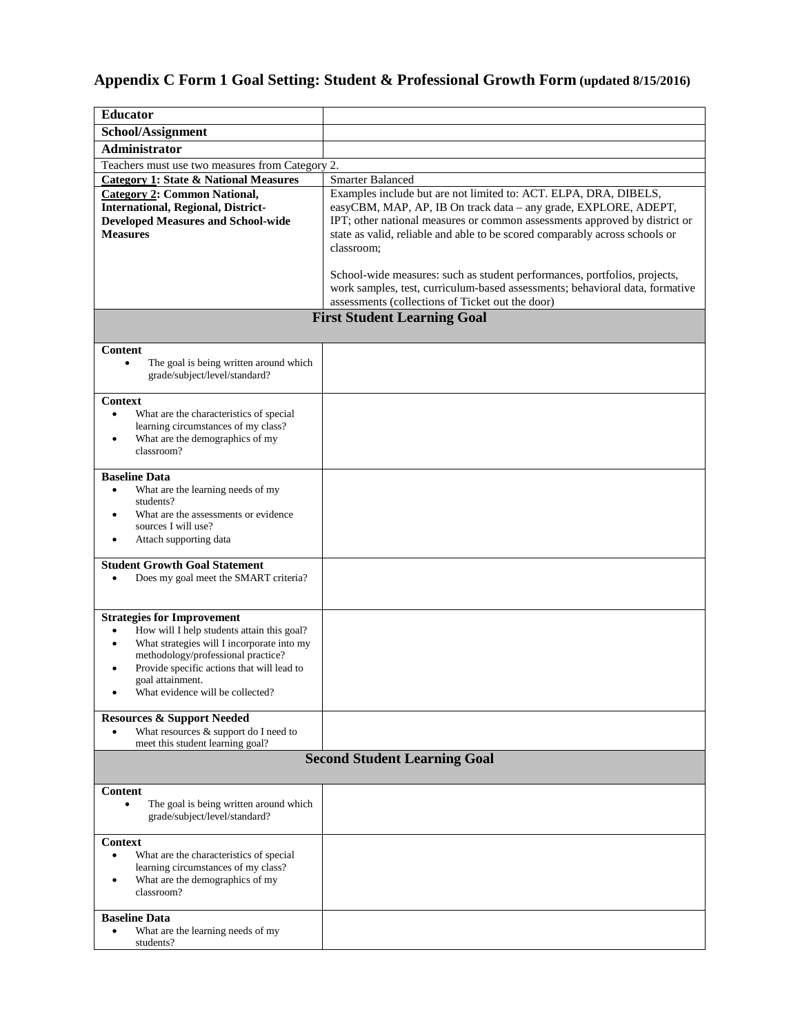# Appendix C Form 1 Goal Setting: Student & Professional Growth Form (updated 8/15/2016)

| **Educator** | |
|---|---|
| **School/Assignment** | |
| **Administrator** | |
| Teachers must use two measures from Category 2. | |
| **Category 1: State & National Measures** | Smarter Balanced |
| **Category 2: Common National, International, Regional, District-Developed Measures and School-wide Measures** | Examples include but are not limited to: ACT. ELPA, DRA, DIBELS, easyCBM, MAP, AP, IB On track data – any grade, EXPLORE, ADEPT, IPT; other national measures or common assessments approved by district or state as valid, reliable and able to be scored comparably across schools or classroom;<br><br>School-wide measures: such as student performances, portfolios, projects, work samples, test, curriculum-based assessments; behavioral data, formative assessments (collections of Ticket out the door) |
| **First Student Learning Goal** | |
| **Content**<br>• The goal is being written around which grade/subject/level/standard? | |
| **Context**<br>• What are the characteristics of special learning circumstances of my class?<br>• What are the demographics of my classroom? | |
| **Baseline Data**<br>• What are the learning needs of my students?<br>• What are the assessments or evidence sources I will use?<br>• Attach supporting data | |
| **Student Growth Goal Statement**<br>• Does my goal meet the SMART criteria? | |
| **Strategies for Improvement**<br>• How will I help students attain this goal?<br>• What strategies will I incorporate into my methodology/professional practice?<br>• Provide specific actions that will lead to goal attainment.<br>• What evidence will be collected? | |
| **Resources & Support Needed**<br>• What resources & support do I need to meet this student learning goal? | |
| **Second Student Learning Goal** | |
| **Content**<br>• The goal is being written around which grade/subject/level/standard? | |
| **Context**<br>• What are the characteristics of special learning circumstances of my class?<br>• What are the demographics of my classroom? | |
| **Baseline Data**<br>• What are the learning needs of my students? | |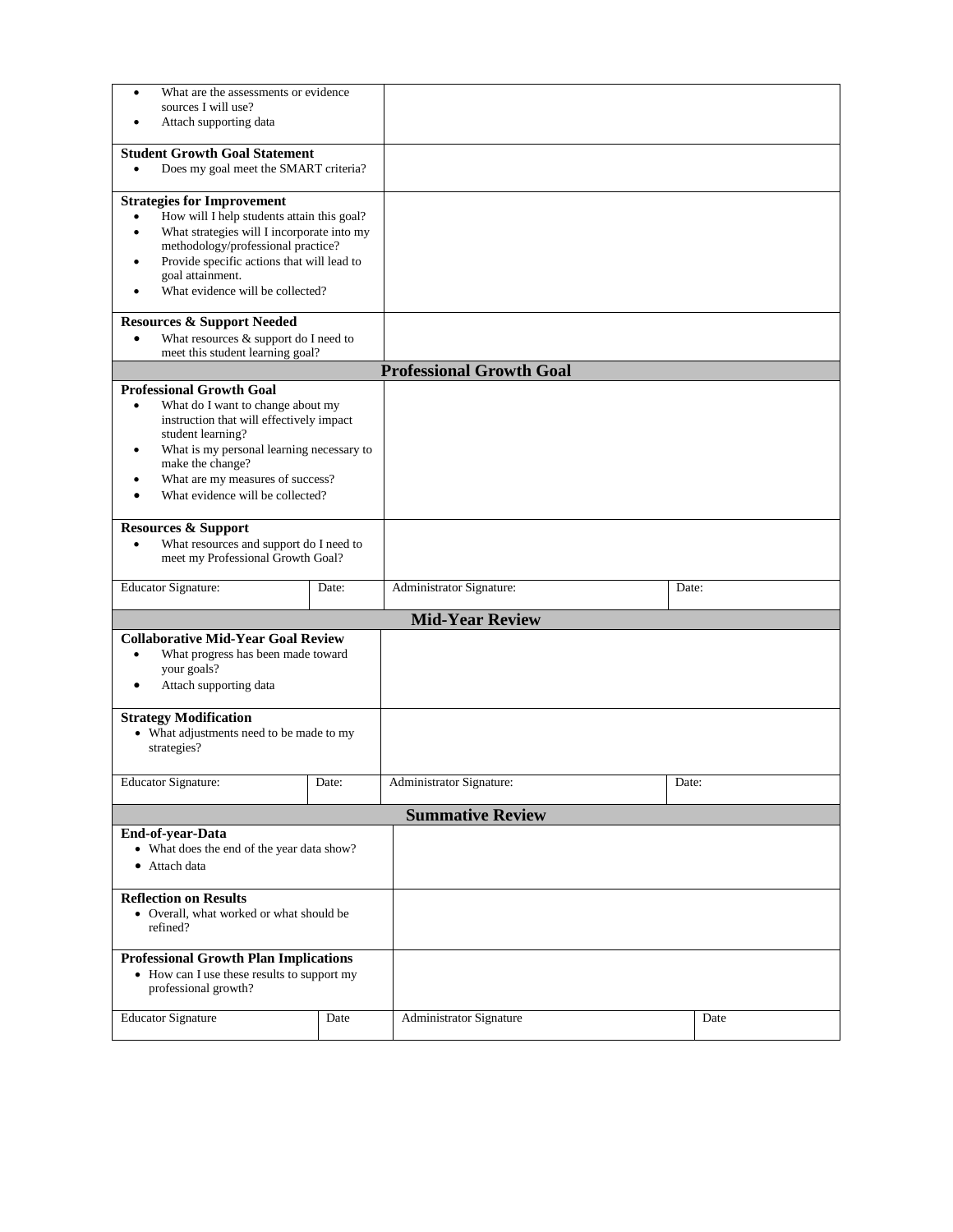| | |
|---|---|
| • What are the assessments or evidence sources I will use?<br>• Attach supporting data | |
| **Student Growth Goal Statement**<br>• Does my goal meet the SMART criteria? | |
| **Strategies for Improvement**<br>• How will I help students attain this goal?<br>• What strategies will I incorporate into my methodology/professional practice?<br>• Provide specific actions that will lead to goal attainment.<br>• What evidence will be collected? | |
| **Resources & Support Needed**<br>• What resources & support do I need to meet this student learning goal? | |

## Professional Growth Goal

| | |
|---|---|
| **Professional Growth Goal**<br>• What do I want to change about my instruction that will effectively impact student learning?<br>• What is my personal learning necessary to make the change?<br>• What are my measures of success?<br>• What evidence will be collected? | |
| **Resources & Support**<br>• What resources and support do I need to meet my Professional Growth Goal? | |

| | | | |
|---|---|---|---|
| Educator Signature: | Date: | Administrator Signature: | Date: |

## Mid-Year Review

| | |
|---|---|
| **Collaborative Mid-Year Goal Review**<br>• What progress has been made toward your goals?<br>• Attach supporting data | |
| **Strategy Modification**<br>• What adjustments need to be made to my strategies? | |

| | | | |
|---|---|---|---|
| Educator Signature: | Date: | Administrator Signature: | Date: |

## Summative Review

| | |
|---|---|
| **End-of-year-Data**<br>• What does the end of the year data show?<br>• Attach data | |
| **Reflection on Results**<br>• Overall, what worked or what should be refined? | |
| **Professional Growth Plan Implications**<br>• How can I use these results to support my professional growth? | |

| | | | |
|---|---|---|---|
| Educator Signature | Date | Administrator Signature | Date |